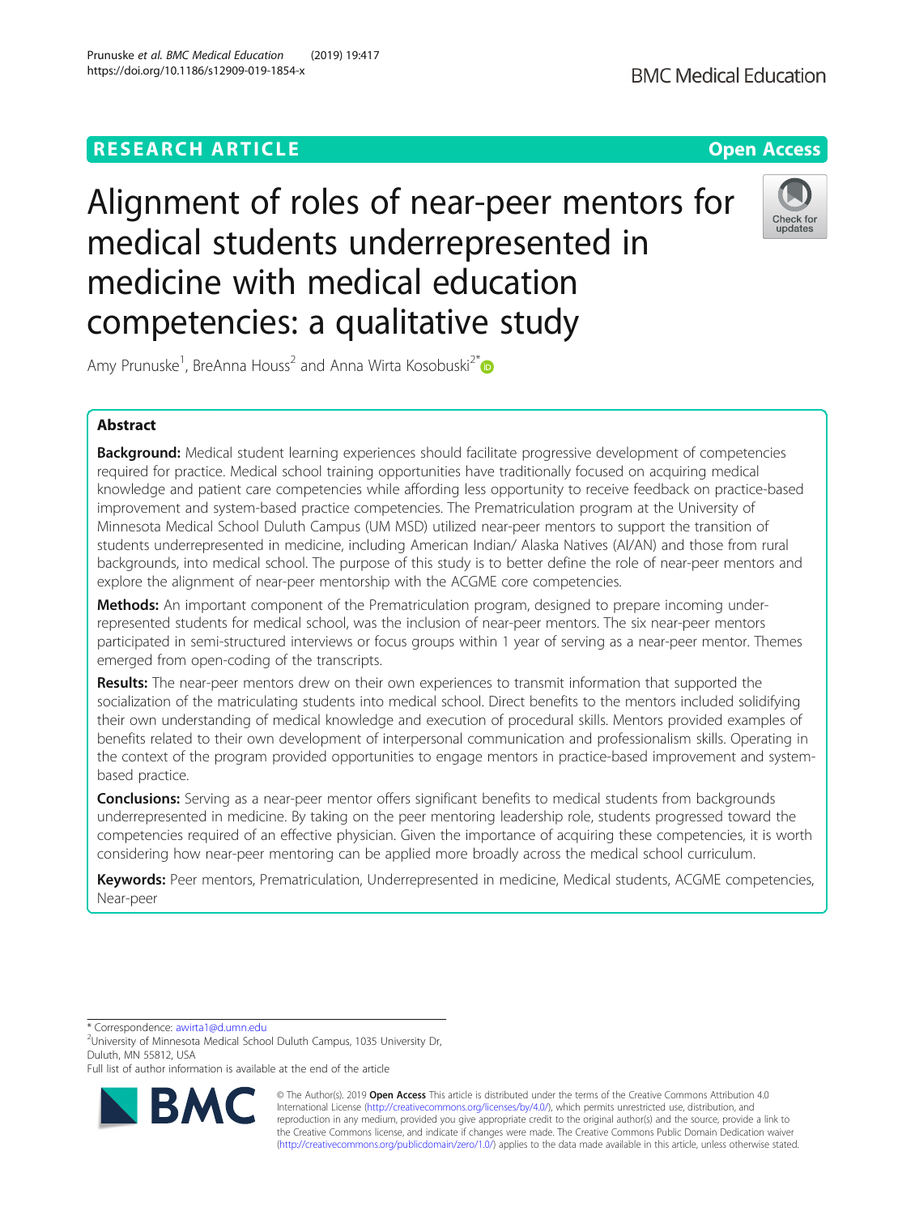RESEARCH ARTICLE

Open Access

# Alignment of roles of near-peer mentors for medical students underrepresented in medicine with medical education competencies: a qualitative study

Amy Prunuske[1], BreAnna Houss[2] and Anna Wirta Kosobuski[2*]

## Abstract

**Background:** Medical student learning experiences should facilitate progressive development of competencies required for practice. Medical school training opportunities have traditionally focused on acquiring medical knowledge and patient care competencies while affording less opportunity to receive feedback on practice-based improvement and system-based practice competencies. The Prematriculation program at the University of Minnesota Medical School Duluth Campus (UM MSD) utilized near-peer mentors to support the transition of students underrepresented in medicine, including American Indian/ Alaska Natives (AI/AN) and those from rural backgrounds, into medical school. The purpose of this study is to better define the role of near-peer mentors and explore the alignment of near-peer mentorship with the ACGME core competencies.

**Methods:** An important component of the Prematriculation program, designed to prepare incoming under-represented students for medical school, was the inclusion of near-peer mentors. The six near-peer mentors participated in semi-structured interviews or focus groups within 1 year of serving as a near-peer mentor. Themes emerged from open-coding of the transcripts.

**Results:** The near-peer mentors drew on their own experiences to transmit information that supported the socialization of the matriculating students into medical school. Direct benefits to the mentors included solidifying their own understanding of medical knowledge and execution of procedural skills. Mentors provided examples of benefits related to their own development of interpersonal communication and professionalism skills. Operating in the context of the program provided opportunities to engage mentors in practice-based improvement and system-based practice.

**Conclusions:** Serving as a near-peer mentor offers significant benefits to medical students from backgrounds underrepresented in medicine. By taking on the peer mentoring leadership role, students progressed toward the competencies required of an effective physician. Given the importance of acquiring these competencies, it is worth considering how near-peer mentoring can be applied more broadly across the medical school curriculum.

**Keywords:** Peer mentors, Prematriculation, Underrepresented in medicine, Medical students, ACGME competencies, Near-peer

---

\* Correspondence: awirta1@d.umn.edu
[2]University of Minnesota Medical School Duluth Campus, 1035 University Dr, Duluth, MN 55812, USA
Full list of author information is available at the end of the article

© The Author(s). 2019 **Open Access** This article is distributed under the terms of the Creative Commons Attribution 4.0 International License (http://creativecommons.org/licenses/by/4.0/), which permits unrestricted use, distribution, and reproduction in any medium, provided you give appropriate credit to the original author(s) and the source, provide a link to the Creative Commons license, and indicate if changes were made. The Creative Commons Public Domain Dedication waiver (http://creativecommons.org/publicdomain/zero/1.0/) applies to the data made available in this article, unless otherwise stated.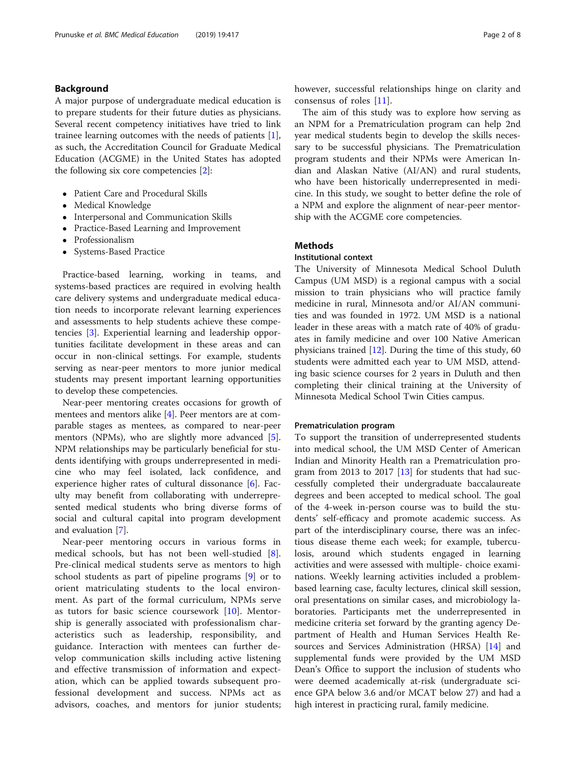## Background

A major purpose of undergraduate medical education is to prepare students for their future duties as physicians. Several recent competency initiatives have tried to link trainee learning outcomes with the needs of patients [1], as such, the Accreditation Council for Graduate Medical Education (ACGME) in the United States has adopted the following six core competencies [2]:

- Patient Care and Procedural Skills
- Medical Knowledge
- Interpersonal and Communication Skills
- Practice-Based Learning and Improvement
- Professionalism
- Systems-Based Practice

Practice-based learning, working in teams, and systems-based practices are required in evolving health care delivery systems and undergraduate medical education needs to incorporate relevant learning experiences and assessments to help students achieve these competencies [3]. Experiential learning and leadership opportunities facilitate development in these areas and can occur in non-clinical settings. For example, students serving as near-peer mentors to more junior medical students may present important learning opportunities to develop these competencies.

Near-peer mentoring creates occasions for growth of mentees and mentors alike [4]. Peer mentors are at comparable stages as mentees, as compared to near-peer mentors (NPMs), who are slightly more advanced [5]. NPM relationships may be particularly beneficial for students identifying with groups underrepresented in medicine who may feel isolated, lack confidence, and experience higher rates of cultural dissonance [6]. Faculty may benefit from collaborating with underrepresented medical students who bring diverse forms of social and cultural capital into program development and evaluation [7].

Near-peer mentoring occurs in various forms in medical schools, but has not been well-studied [8]. Pre-clinical medical students serve as mentors to high school students as part of pipeline programs [9] or to orient matriculating students to the local environment. As part of the formal curriculum, NPMs serve as tutors for basic science coursework [10]. Mentorship is generally associated with professionalism characteristics such as leadership, responsibility, and guidance. Interaction with mentees can further develop communication skills including active listening and effective transmission of information and expectation, which can be applied towards subsequent professional development and success. NPMs act as advisors, coaches, and mentors for junior students; however, successful relationships hinge on clarity and consensus of roles [11].

The aim of this study was to explore how serving as an NPM for a Prematriculation program can help 2nd year medical students begin to develop the skills necessary to be successful physicians. The Prematriculation program students and their NPMs were American Indian and Alaskan Native (AI/AN) and rural students, who have been historically underrepresented in medicine. In this study, we sought to better define the role of a NPM and explore the alignment of near-peer mentorship with the ACGME core competencies.

## Methods

### Institutional context

The University of Minnesota Medical School Duluth Campus (UM MSD) is a regional campus with a social mission to train physicians who will practice family medicine in rural, Minnesota and/or AI/AN communities and was founded in 1972. UM MSD is a national leader in these areas with a match rate of 40% of graduates in family medicine and over 100 Native American physicians trained [12]. During the time of this study, 60 students were admitted each year to UM MSD, attending basic science courses for 2 years in Duluth and then completing their clinical training at the University of Minnesota Medical School Twin Cities campus.

### Prematriculation program

To support the transition of underrepresented students into medical school, the UM MSD Center of American Indian and Minority Health ran a Prematriculation program from 2013 to 2017 [13] for students that had successfully completed their undergraduate baccalaureate degrees and been accepted to medical school. The goal of the 4-week in-person course was to build the students' self-efficacy and promote academic success. As part of the interdisciplinary course, there was an infectious disease theme each week; for example, tuberculosis, around which students engaged in learning activities and were assessed with multiple- choice examinations. Weekly learning activities included a problem-based learning case, faculty lectures, clinical skill session, oral presentations on similar cases, and microbiology laboratories. Participants met the underrepresented in medicine criteria set forward by the granting agency Department of Health and Human Services Health Resources and Services Administration (HRSA) [14] and supplemental funds were provided by the UM MSD Dean's Office to support the inclusion of students who were deemed academically at-risk (undergraduate science GPA below 3.6 and/or MCAT below 27) and had a high interest in practicing rural, family medicine.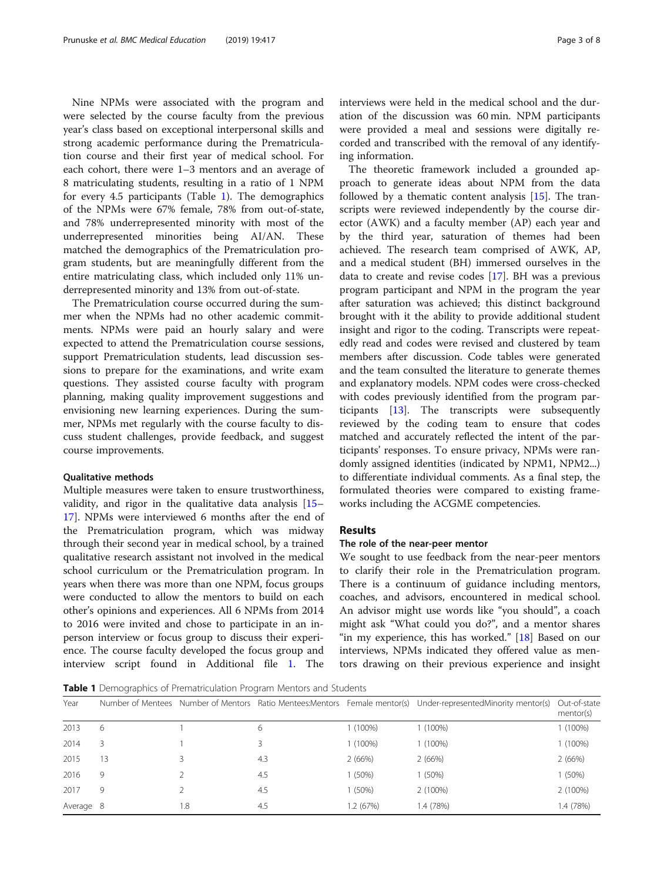Nine NPMs were associated with the program and were selected by the course faculty from the previous year's class based on exceptional interpersonal skills and strong academic performance during the Prematriculation course and their first year of medical school. For each cohort, there were 1–3 mentors and an average of 8 matriculating students, resulting in a ratio of 1 NPM for every 4.5 participants (Table 1). The demographics of the NPMs were 67% female, 78% from out-of-state, and 78% underrepresented minority with most of the underrepresented minorities being AI/AN. These matched the demographics of the Prematriculation program students, but are meaningfully different from the entire matriculating class, which included only 11% underrepresented minority and 13% from out-of-state.

The Prematriculation course occurred during the summer when the NPMs had no other academic commitments. NPMs were paid an hourly salary and were expected to attend the Prematriculation course sessions, support Prematriculation students, lead discussion sessions to prepare for the examinations, and write exam questions. They assisted course faculty with program planning, making quality improvement suggestions and envisioning new learning experiences. During the summer, NPMs met regularly with the course faculty to discuss student challenges, provide feedback, and suggest course improvements.

### Qualitative methods

Multiple measures were taken to ensure trustworthiness, validity, and rigor in the qualitative data analysis [15–17]. NPMs were interviewed 6 months after the end of the Prematriculation program, which was midway through their second year in medical school, by a trained qualitative research assistant not involved in the medical school curriculum or the Prematriculation program. In years when there was more than one NPM, focus groups were conducted to allow the mentors to build on each other's opinions and experiences. All 6 NPMs from 2014 to 2016 were invited and chose to participate in an in-person interview or focus group to discuss their experience. The course faculty developed the focus group and interview script found in Additional file 1. The interviews were held in the medical school and the duration of the discussion was 60 min. NPM participants were provided a meal and sessions were digitally recorded and transcribed with the removal of any identifying information.

The theoretic framework included a grounded approach to generate ideas about NPM from the data followed by a thematic content analysis [15]. The transcripts were reviewed independently by the course director (AWK) and a faculty member (AP) each year and by the third year, saturation of themes had been achieved. The research team comprised of AWK, AP, and a medical student (BH) immersed ourselves in the data to create and revise codes [17]. BH was a previous program participant and NPM in the program the year after saturation was achieved; this distinct background brought with it the ability to provide additional student insight and rigor to the coding. Transcripts were repeatedly read and codes were revised and clustered by team members after discussion. Code tables were generated and the team consulted the literature to generate themes and explanatory models. NPM codes were cross-checked with codes previously identified from the program participants [13]. The transcripts were subsequently reviewed by the coding team to ensure that codes matched and accurately reflected the intent of the participants' responses. To ensure privacy, NPMs were randomly assigned identities (indicated by NPM1, NPM2...) to differentiate individual comments. As a final step, the formulated theories were compared to existing frameworks including the ACGME competencies.

## Results

### The role of the near-peer mentor

We sought to use feedback from the near-peer mentors to clarify their role in the Prematriculation program. There is a continuum of guidance including mentors, coaches, and advisors, encountered in medical school. An advisor might use words like "you should", a coach might ask "What could you do?", and a mentor shares "in my experience, this has worked." [18] Based on our interviews, NPMs indicated they offered value as mentors drawing on their previous experience and insight

**Table 1** Demographics of Prematriculation Program Mentors and Students

| Year | Number of Mentees | Number of Mentors | Ratio Mentees:Mentors | Female mentor(s) | Under-representedMinority mentor(s) | Out-of-state mentor(s) |
|---|---|---|---|---|---|---|
| 2013 | 6 | 1 | 6 | 1 (100%) | 1 (100%) | 1 (100%) |
| 2014 | 3 | 1 | 3 | 1 (100%) | 1 (100%) | 1 (100%) |
| 2015 | 13 | 3 | 4.3 | 2 (66%) | 2 (66%) | 2 (66%) |
| 2016 | 9 | 2 | 4.5 | 1 (50%) | 1 (50%) | 1 (50%) |
| 2017 | 9 | 2 | 4.5 | 1 (50%) | 2 (100%) | 2 (100%) |
| Average | 8 | 1.8 | 4.5 | 1.2 (67%) | 1.4 (78%) | 1.4 (78%) |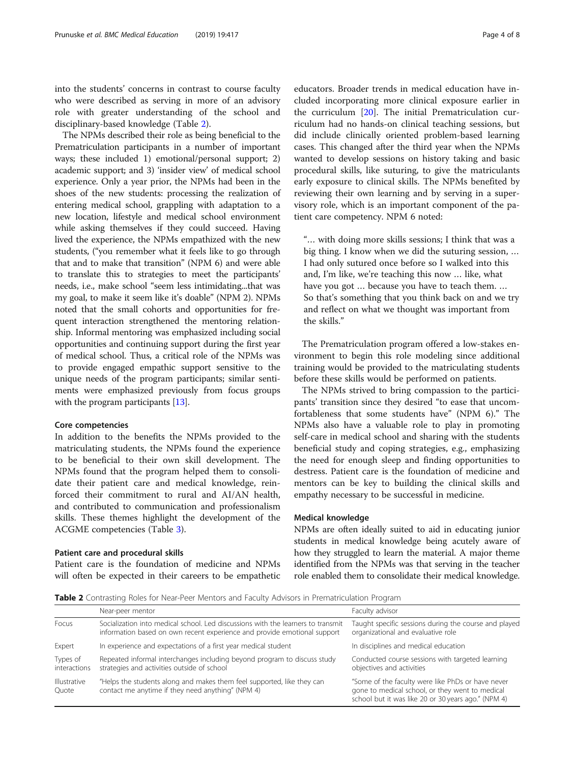into the students' concerns in contrast to course faculty who were described as serving in more of an advisory role with greater understanding of the school and disciplinary-based knowledge (Table 2).

The NPMs described their role as being beneficial to the Prematriculation participants in a number of important ways; these included 1) emotional/personal support; 2) academic support; and 3) 'insider view' of medical school experience. Only a year prior, the NPMs had been in the shoes of the new students: processing the realization of entering medical school, grappling with adaptation to a new location, lifestyle and medical school environment while asking themselves if they could succeed. Having lived the experience, the NPMs empathized with the new students, ("you remember what it feels like to go through that and to make that transition" (NPM 6) and were able to translate this to strategies to meet the participants' needs, i.e., make school "seem less intimidating...that was my goal, to make it seem like it's doable" (NPM 2). NPMs noted that the small cohorts and opportunities for frequent interaction strengthened the mentoring relationship. Informal mentoring was emphasized including social opportunities and continuing support during the first year of medical school. Thus, a critical role of the NPMs was to provide engaged empathic support sensitive to the unique needs of the program participants; similar sentiments were emphasized previously from focus groups with the program participants [13].

### Core competencies

In addition to the benefits the NPMs provided to the matriculating students, the NPMs found the experience to be beneficial to their own skill development. The NPMs found that the program helped them to consolidate their patient care and medical knowledge, reinforced their commitment to rural and AI/AN health, and contributed to communication and professionalism skills. These themes highlight the development of the ACGME competencies (Table 3).

### Patient care and procedural skills

Patient care is the foundation of medicine and NPMs will often be expected in their careers to be empathetic educators. Broader trends in medical education have included incorporating more clinical exposure earlier in the curriculum [20]. The initial Prematriculation curriculum had no hands-on clinical teaching sessions, but did include clinically oriented problem-based learning cases. This changed after the third year when the NPMs wanted to develop sessions on history taking and basic procedural skills, like suturing, to give the matriculants early exposure to clinical skills. The NPMs benefited by reviewing their own learning and by serving in a supervisory role, which is an important component of the patient care competency. NPM 6 noted:

> "… with doing more skills sessions; I think that was a big thing. I know when we did the suturing session, … I had only sutured once before so I walked into this and, I'm like, we're teaching this now … like, what have you got … because you have to teach them. … So that's something that you think back on and we try and reflect on what we thought was important from the skills."

The Prematriculation program offered a low-stakes environment to begin this role modeling since additional training would be provided to the matriculating students before these skills would be performed on patients.

The NPMs strived to bring compassion to the participants' transition since they desired "to ease that uncomfortableness that some students have" (NPM 6)." The NPMs also have a valuable role to play in promoting self-care in medical school and sharing with the students beneficial study and coping strategies, e.g., emphasizing the need for enough sleep and finding opportunities to destress. Patient care is the foundation of medicine and mentors can be key to building the clinical skills and empathy necessary to be successful in medicine.

### Medical knowledge

NPMs are often ideally suited to aid in educating junior students in medical knowledge being acutely aware of how they struggled to learn the material. A major theme identified from the NPMs was that serving in the teacher role enabled them to consolidate their medical knowledge.

**Table 2** Contrasting Roles for Near-Peer Mentors and Faculty Advisors in Prematriculation Program

| | Near-peer mentor | Faculty advisor |
|---|---|---|
| Focus | Socialization into medical school. Led discussions with the learners to transmit information based on own recent experience and provide emotional support | Taught specific sessions during the course and played organizational and evaluative role |
| Expert | In experience and expectations of a first year medical student | In disciplines and medical education |
| Types of interactions | Repeated informal interchanges including beyond program to discuss study strategies and activities outside of school | Conducted course sessions with targeted learning objectives and activities |
| Illustrative Quote | "Helps the students along and makes them feel supported, like they can contact me anytime if they need anything" (NPM 4) | "Some of the faculty were like PhDs or have never gone to medical school, or they went to medical school but it was like 20 or 30 years ago." (NPM 4) |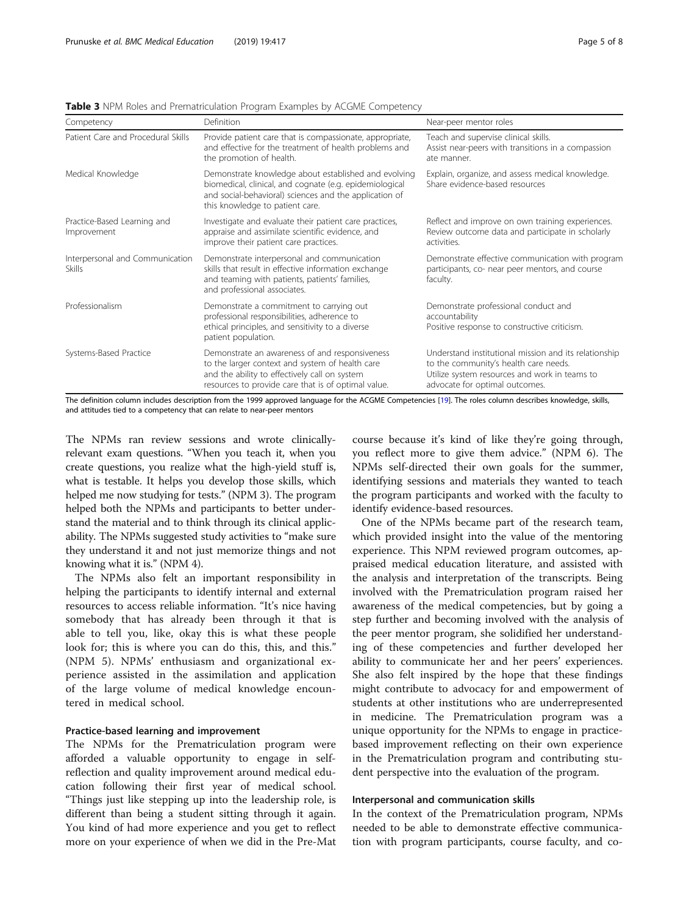**Table 3** NPM Roles and Prematriculation Program Examples by ACGME Competency

| Competency | Definition | Near-peer mentor roles |
| --- | --- | --- |
| Patient Care and Procedural Skills | Provide patient care that is compassionate, appropriate, and effective for the treatment of health problems and the promotion of health. | Teach and supervise clinical skills. Assist near-peers with transitions in a compassion ate manner. |
| Medical Knowledge | Demonstrate knowledge about established and evolving biomedical, clinical, and cognate (e.g. epidemiological and social-behavioral) sciences and the application of this knowledge to patient care. | Explain, organize, and assess medical knowledge. Share evidence-based resources |
| Practice-Based Learning and Improvement | Investigate and evaluate their patient care practices, appraise and assimilate scientific evidence, and improve their patient care practices. | Reflect and improve on own training experiences. Review outcome data and participate in scholarly activities. |
| Interpersonal and Communication Skills | Demonstrate interpersonal and communication skills that result in effective information exchange and teaming with patients, patients' families, and professional associates. | Demonstrate effective communication with program participants, co- near peer mentors, and course faculty. |
| Professionalism | Demonstrate a commitment to carrying out professional responsibilities, adherence to ethical principles, and sensitivity to a diverse patient population. | Demonstrate professional conduct and accountability Positive response to constructive criticism. |
| Systems-Based Practice | Demonstrate an awareness of and responsiveness to the larger context and system of health care and the ability to effectively call on system resources to provide care that is of optimal value. | Understand institutional mission and its relationship to the community's health care needs. Utilize system resources and work in teams to advocate for optimal outcomes. |

The definition column includes description from the 1999 approved language for the ACGME Competencies [19]. The roles column describes knowledge, skills, and attitudes tied to a competency that can relate to near-peer mentors

The NPMs ran review sessions and wrote clinically-relevant exam questions. "When you teach it, when you create questions, you realize what the high-yield stuff is, what is testable. It helps you develop those skills, which helped me now studying for tests." (NPM 3). The program helped both the NPMs and participants to better understand the material and to think through its clinical applicability. The NPMs suggested study activities to "make sure they understand it and not just memorize things and not knowing what it is." (NPM 4).

The NPMs also felt an important responsibility in helping the participants to identify internal and external resources to access reliable information. "It's nice having somebody that has already been through it that is able to tell you, like, okay this is what these people look for; this is where you can do this, this, and this." (NPM 5). NPMs' enthusiasm and organizational experience assisted in the assimilation and application of the large volume of medical knowledge encountered in medical school.

### Practice-based learning and improvement

The NPMs for the Prematriculation program were afforded a valuable opportunity to engage in self-reflection and quality improvement around medical education following their first year of medical school. "Things just like stepping up into the leadership role, is different than being a student sitting through it again. You kind of had more experience and you get to reflect more on your experience of when we did in the Pre-Mat course because it's kind of like they're going through, you reflect more to give them advice." (NPM 6). The NPMs self-directed their own goals for the summer, identifying sessions and materials they wanted to teach the program participants and worked with the faculty to identify evidence-based resources.

One of the NPMs became part of the research team, which provided insight into the value of the mentoring experience. This NPM reviewed program outcomes, appraised medical education literature, and assisted with the analysis and interpretation of the transcripts. Being involved with the Prematriculation program raised her awareness of the medical competencies, but by going a step further and becoming involved with the analysis of the peer mentor program, she solidified her understanding of these competencies and further developed her ability to communicate her and her peers' experiences. She also felt inspired by the hope that these findings might contribute to advocacy for and empowerment of students at other institutions who are underrepresented in medicine. The Prematriculation program was a unique opportunity for the NPMs to engage in practice-based improvement reflecting on their own experience in the Prematriculation program and contributing student perspective into the evaluation of the program.

### Interpersonal and communication skills

In the context of the Prematriculation program, NPMs needed to be able to demonstrate effective communication with program participants, course faculty, and co-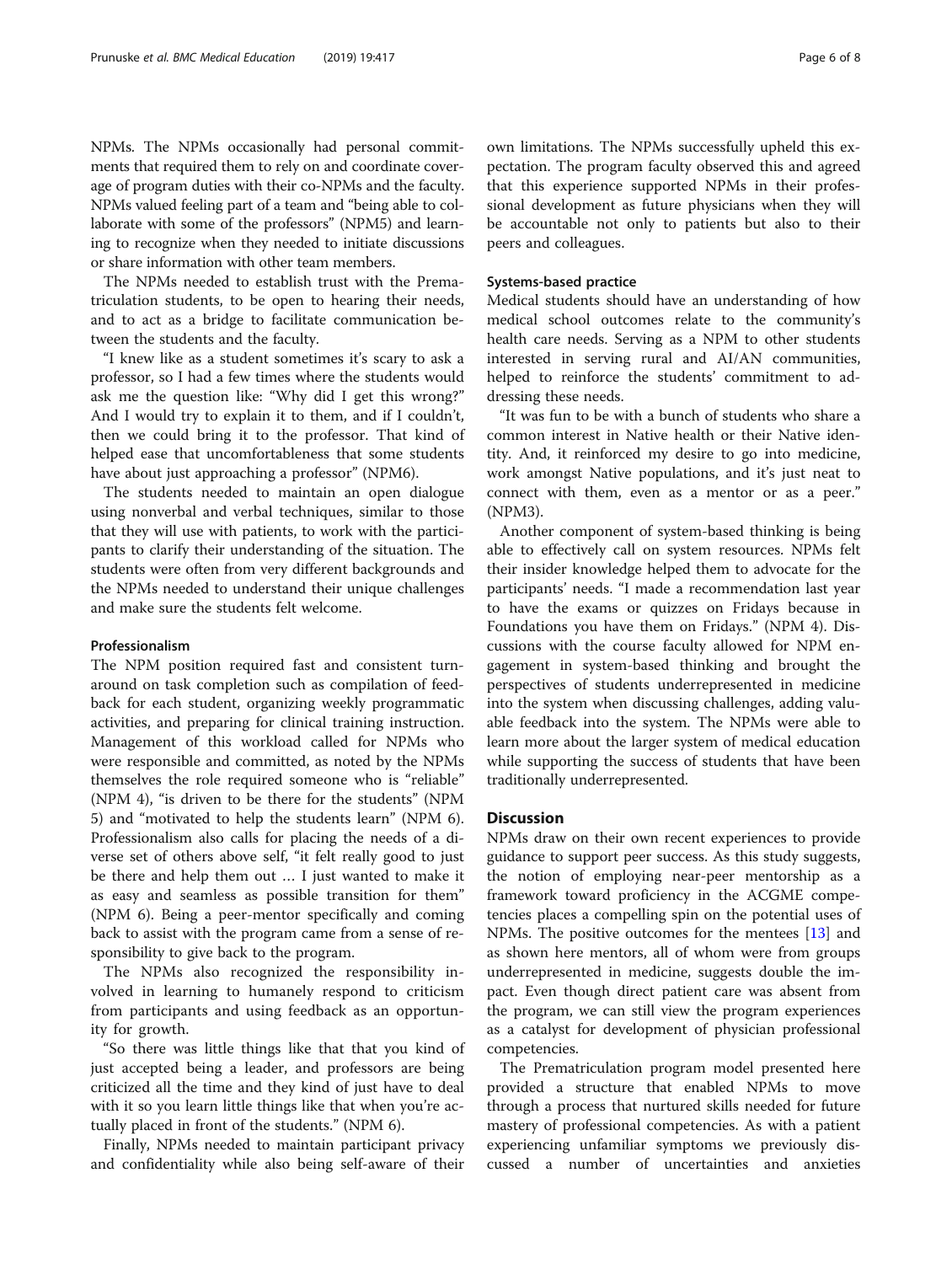NPMs. The NPMs occasionally had personal commitments that required them to rely on and coordinate coverage of program duties with their co-NPMs and the faculty. NPMs valued feeling part of a team and "being able to collaborate with some of the professors" (NPM5) and learning to recognize when they needed to initiate discussions or share information with other team members.

The NPMs needed to establish trust with the Prematriculation students, to be open to hearing their needs, and to act as a bridge to facilitate communication between the students and the faculty.

"I knew like as a student sometimes it's scary to ask a professor, so I had a few times where the students would ask me the question like: "Why did I get this wrong?" And I would try to explain it to them, and if I couldn't, then we could bring it to the professor. That kind of helped ease that uncomfortableness that some students have about just approaching a professor" (NPM6).

The students needed to maintain an open dialogue using nonverbal and verbal techniques, similar to those that they will use with patients, to work with the participants to clarify their understanding of the situation. The students were often from very different backgrounds and the NPMs needed to understand their unique challenges and make sure the students felt welcome.

#### Professionalism

The NPM position required fast and consistent turnaround on task completion such as compilation of feedback for each student, organizing weekly programmatic activities, and preparing for clinical training instruction. Management of this workload called for NPMs who were responsible and committed, as noted by the NPMs themselves the role required someone who is "reliable" (NPM 4), "is driven to be there for the students" (NPM 5) and "motivated to help the students learn" (NPM 6). Professionalism also calls for placing the needs of a diverse set of others above self, "it felt really good to just be there and help them out … I just wanted to make it as easy and seamless as possible transition for them" (NPM 6). Being a peer-mentor specifically and coming back to assist with the program came from a sense of responsibility to give back to the program.

The NPMs also recognized the responsibility involved in learning to humanely respond to criticism from participants and using feedback as an opportunity for growth.

"So there was little things like that that you kind of just accepted being a leader, and professors are being criticized all the time and they kind of just have to deal with it so you learn little things like that when you're actually placed in front of the students." (NPM 6).

Finally, NPMs needed to maintain participant privacy and confidentiality while also being self-aware of their own limitations. The NPMs successfully upheld this expectation. The program faculty observed this and agreed that this experience supported NPMs in their professional development as future physicians when they will be accountable not only to patients but also to their peers and colleagues.

#### Systems-based practice

Medical students should have an understanding of how medical school outcomes relate to the community's health care needs. Serving as a NPM to other students interested in serving rural and AI/AN communities, helped to reinforce the students' commitment to addressing these needs.

"It was fun to be with a bunch of students who share a common interest in Native health or their Native identity. And, it reinforced my desire to go into medicine, work amongst Native populations, and it's just neat to connect with them, even as a mentor or as a peer." (NPM3).

Another component of system-based thinking is being able to effectively call on system resources. NPMs felt their insider knowledge helped them to advocate for the participants' needs. "I made a recommendation last year to have the exams or quizzes on Fridays because in Foundations you have them on Fridays." (NPM 4). Discussions with the course faculty allowed for NPM engagement in system-based thinking and brought the perspectives of students underrepresented in medicine into the system when discussing challenges, adding valuable feedback into the system. The NPMs were able to learn more about the larger system of medical education while supporting the success of students that have been traditionally underrepresented.

## Discussion

NPMs draw on their own recent experiences to provide guidance to support peer success. As this study suggests, the notion of employing near-peer mentorship as a framework toward proficiency in the ACGME competencies places a compelling spin on the potential uses of NPMs. The positive outcomes for the mentees [13] and as shown here mentors, all of whom were from groups underrepresented in medicine, suggests double the impact. Even though direct patient care was absent from the program, we can still view the program experiences as a catalyst for development of physician professional competencies.

The Prematriculation program model presented here provided a structure that enabled NPMs to move through a process that nurtured skills needed for future mastery of professional competencies. As with a patient experiencing unfamiliar symptoms we previously discussed a number of uncertainties and anxieties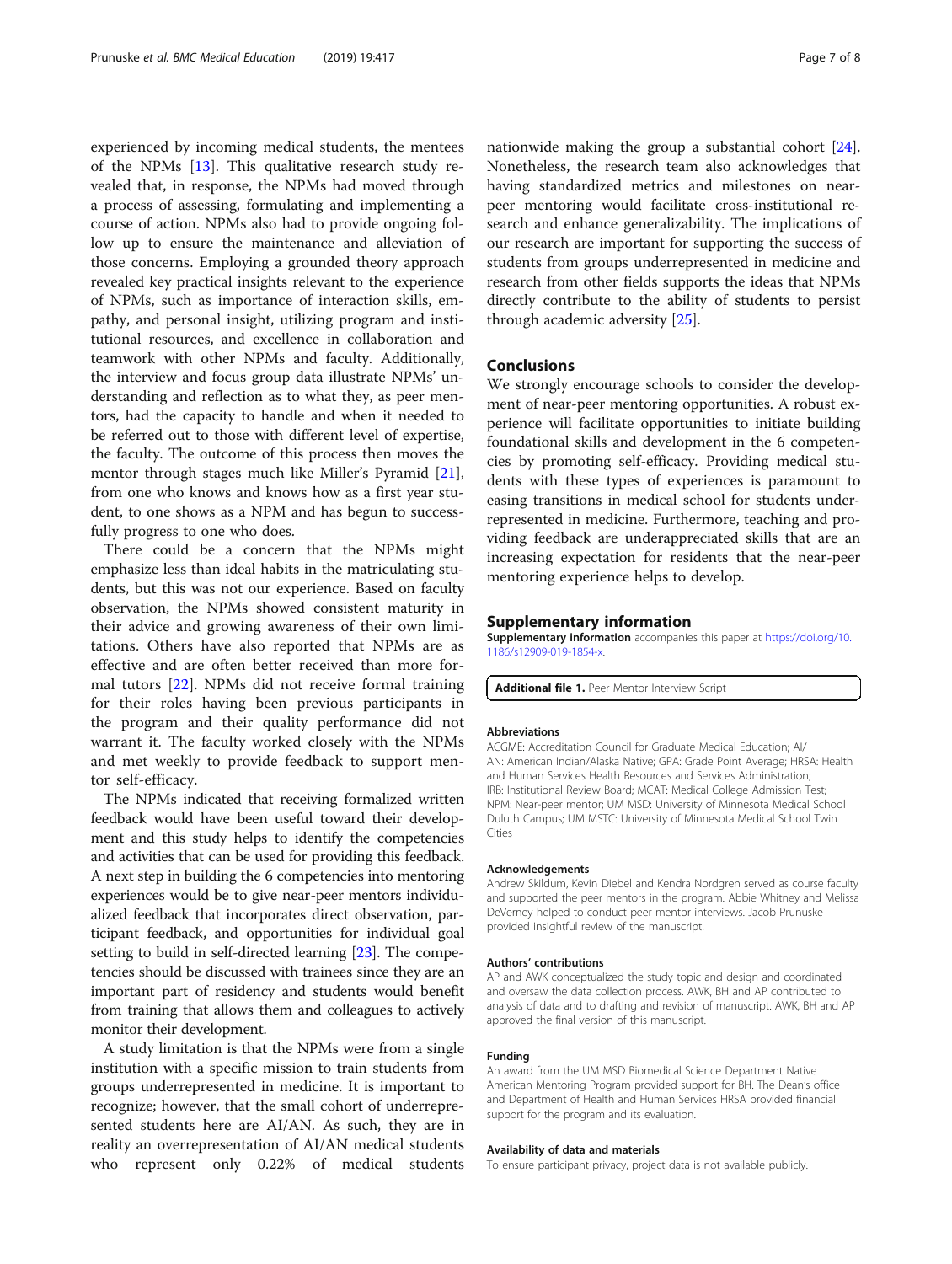experienced by incoming medical students, the mentees of the NPMs [13]. This qualitative research study revealed that, in response, the NPMs had moved through a process of assessing, formulating and implementing a course of action. NPMs also had to provide ongoing follow up to ensure the maintenance and alleviation of those concerns. Employing a grounded theory approach revealed key practical insights relevant to the experience of NPMs, such as importance of interaction skills, empathy, and personal insight, utilizing program and institutional resources, and excellence in collaboration and teamwork with other NPMs and faculty. Additionally, the interview and focus group data illustrate NPMs' understanding and reflection as to what they, as peer mentors, had the capacity to handle and when it needed to be referred out to those with different level of expertise, the faculty. The outcome of this process then moves the mentor through stages much like Miller's Pyramid [21], from one who knows and knows how as a first year student, to one shows as a NPM and has begun to successfully progress to one who does.

There could be a concern that the NPMs might emphasize less than ideal habits in the matriculating students, but this was not our experience. Based on faculty observation, the NPMs showed consistent maturity in their advice and growing awareness of their own limitations. Others have also reported that NPMs are as effective and are often better received than more formal tutors [22]. NPMs did not receive formal training for their roles having been previous participants in the program and their quality performance did not warrant it. The faculty worked closely with the NPMs and met weekly to provide feedback to support mentor self-efficacy.

The NPMs indicated that receiving formalized written feedback would have been useful toward their development and this study helps to identify the competencies and activities that can be used for providing this feedback. A next step in building the 6 competencies into mentoring experiences would be to give near-peer mentors individualized feedback that incorporates direct observation, participant feedback, and opportunities for individual goal setting to build in self-directed learning [23]. The competencies should be discussed with trainees since they are an important part of residency and students would benefit from training that allows them and colleagues to actively monitor their development.

A study limitation is that the NPMs were from a single institution with a specific mission to train students from groups underrepresented in medicine. It is important to recognize; however, that the small cohort of underrepresented students here are AI/AN. As such, they are in reality an overrepresentation of AI/AN medical students who represent only 0.22% of medical students nationwide making the group a substantial cohort [24]. Nonetheless, the research team also acknowledges that having standardized metrics and milestones on near-peer mentoring would facilitate cross-institutional research and enhance generalizability. The implications of our research are important for supporting the success of students from groups underrepresented in medicine and research from other fields supports the ideas that NPMs directly contribute to the ability of students to persist through academic adversity [25].

## Conclusions

We strongly encourage schools to consider the development of near-peer mentoring opportunities. A robust experience will facilitate opportunities to initiate building foundational skills and development in the 6 competencies by promoting self-efficacy. Providing medical students with these types of experiences is paramount to easing transitions in medical school for students underrepresented in medicine. Furthermore, teaching and providing feedback are underappreciated skills that are an increasing expectation for residents that the near-peer mentoring experience helps to develop.

## Supplementary information

**Supplementary information** accompanies this paper at https://doi.org/10.1186/s12909-019-1854-x.

**Additional file 1.** Peer Mentor Interview Script

#### Abbreviations

ACGME: Accreditation Council for Graduate Medical Education; AI/AN: American Indian/Alaska Native; GPA: Grade Point Average; HRSA: Health and Human Services Health Resources and Services Administration; IRB: Institutional Review Board; MCAT: Medical College Admission Test; NPM: Near-peer mentor; UM MSD: University of Minnesota Medical School Duluth Campus; UM MSTC: University of Minnesota Medical School Twin Cities

#### Acknowledgements

Andrew Skildum, Kevin Diebel and Kendra Nordgren served as course faculty and supported the peer mentors in the program. Abbie Whitney and Melissa DeVerney helped to conduct peer mentor interviews. Jacob Prunuske provided insightful review of the manuscript.

#### Authors' contributions

AP and AWK conceptualized the study topic and design and coordinated and oversaw the data collection process. AWK, BH and AP contributed to analysis of data and to drafting and revision of manuscript. AWK, BH and AP approved the final version of this manuscript.

#### Funding

An award from the UM MSD Biomedical Science Department Native American Mentoring Program provided support for BH. The Dean's office and Department of Health and Human Services HRSA provided financial support for the program and its evaluation.

#### Availability of data and materials

To ensure participant privacy, project data is not available publicly.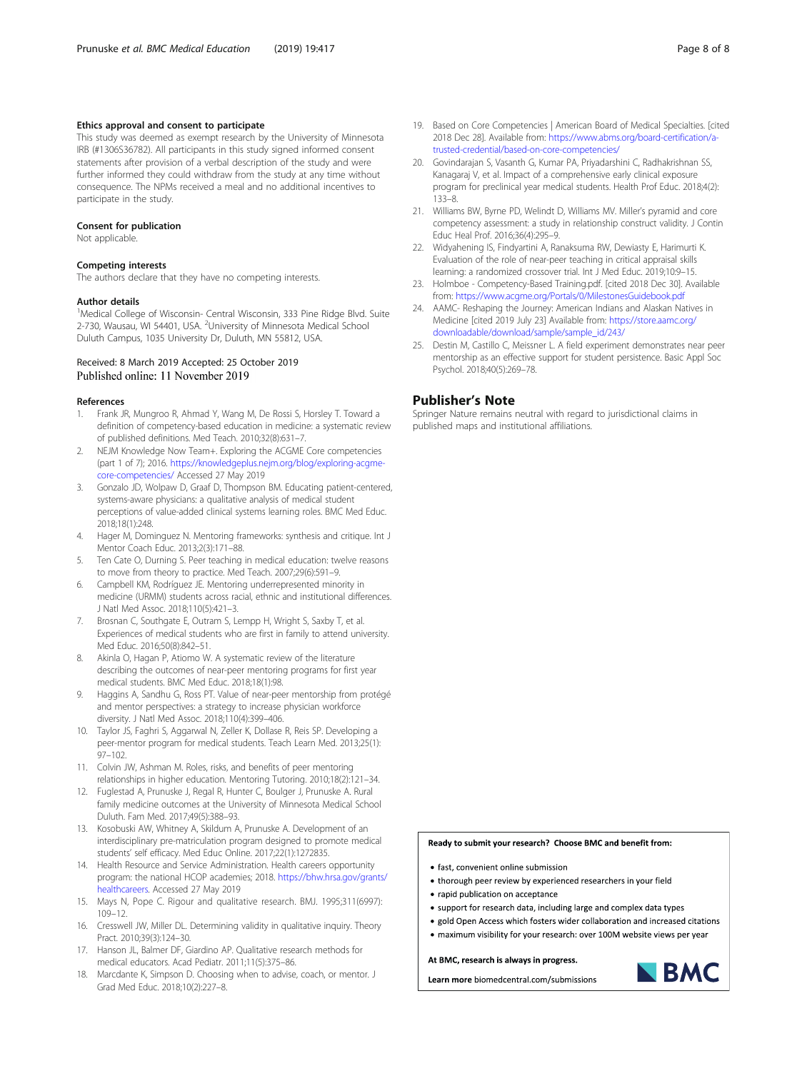### Ethics approval and consent to participate

This study was deemed as exempt research by the University of Minnesota IRB (#1306S36782). All participants in this study signed informed consent statements after provision of a verbal description of the study and were further informed they could withdraw from the study at any time without consequence. The NPMs received a meal and no additional incentives to participate in the study.

### Consent for publication

Not applicable.

### Competing interests

The authors declare that they have no competing interests.

### Author details

[1]Medical College of Wisconsin- Central Wisconsin, 333 Pine Ridge Blvd. Suite 2-730, Wausau, WI 54401, USA. [2]University of Minnesota Medical School Duluth Campus, 1035 University Dr, Duluth, MN 55812, USA.

Received: 8 March 2019 Accepted: 25 October 2019
Published online: 11 November 2019

### References

1. Frank JR, Mungroo R, Ahmad Y, Wang M, De Rossi S, Horsley T. Toward a definition of competency-based education in medicine: a systematic review of published definitions. Med Teach. 2010;32(8):631–7.
2. NEJM Knowledge Now Team+. Exploring the ACGME Core competencies (part 1 of 7); 2016. https://knowledgeplus.nejm.org/blog/exploring-acgme-core-competencies/ Accessed 27 May 2019
3. Gonzalo JD, Wolpaw D, Graaf D, Thompson BM. Educating patient-centered, systems-aware physicians: a qualitative analysis of medical student perceptions of value-added clinical systems learning roles. BMC Med Educ. 2018;18(1):248.
4. Hager M, Dominguez N. Mentoring frameworks: synthesis and critique. Int J Mentor Coach Educ. 2013;2(3):171–88.
5. Ten Cate O, Durning S. Peer teaching in medical education: twelve reasons to move from theory to practice. Med Teach. 2007;29(6):591–9.
6. Campbell KM, Rodríguez JE. Mentoring underrepresented minority in medicine (URMM) students across racial, ethnic and institutional differences. J Natl Med Assoc. 2018;110(5):421–3.
7. Brosnan C, Southgate E, Outram S, Lempp H, Wright S, Saxby T, et al. Experiences of medical students who are first in family to attend university. Med Educ. 2016;50(8):842–51.
8. Akinla O, Hagan P, Atiomo W. A systematic review of the literature describing the outcomes of near-peer mentoring programs for first year medical students. BMC Med Educ. 2018;18(1):98.
9. Haggins A, Sandhu G, Ross PT. Value of near-peer mentorship from protégé and mentor perspectives: a strategy to increase physician workforce diversity. J Natl Med Assoc. 2018;110(4):399–406.
10. Taylor JS, Faghri S, Aggarwal N, Zeller K, Dollase R, Reis SP. Developing a peer-mentor program for medical students. Teach Learn Med. 2013;25(1): 97–102.
11. Colvin JW, Ashman M. Roles, risks, and benefits of peer mentoring relationships in higher education. Mentoring Tutoring. 2010;18(2):121–34.
12. Fuglestad A, Prunuske J, Regal R, Hunter C, Boulger J, Prunuske A. Rural family medicine outcomes at the University of Minnesota Medical School Duluth. Fam Med. 2017;49(5):388–93.
13. Kosobuski AW, Whitney A, Skildum A, Prunuske A. Development of an interdisciplinary pre-matriculation program designed to promote medical students' self efficacy. Med Educ Online. 2017;22(1):1272835.
14. Health Resource and Service Administration. Health careers opportunity program: the national HCOP academies; 2018. https://bhw.hrsa.gov/grants/healthcareers. Accessed 27 May 2019
15. Mays N, Pope C. Rigour and qualitative research. BMJ. 1995;311(6997): 109–12.
16. Cresswell JW, Miller DL. Determining validity in qualitative inquiry. Theory Pract. 2010;39(3):124–30.
17. Hanson JL, Balmer DF, Giardino AP. Qualitative research methods for medical educators. Acad Pediatr. 2011;11(5):375–86.
18. Marcdante K, Simpson D. Choosing when to advise, coach, or mentor. J Grad Med Educ. 2018;10(2):227–8.
19. Based on Core Competencies | American Board of Medical Specialties. [cited 2018 Dec 28]. Available from: https://www.abms.org/board-certification/a-trusted-credential/based-on-core-competencies/
20. Govindarajan S, Vasanth G, Kumar PA, Priyadarshini C, Radhakrishnan SS, Kanagaraj V, et al. Impact of a comprehensive early clinical exposure program for preclinical year medical students. Health Prof Educ. 2018;4(2): 133–8.
21. Williams BW, Byrne PD, Welindt D, Williams MV. Miller's pyramid and core competency assessment: a study in relationship construct validity. J Contin Educ Heal Prof. 2016;36(4):295–9.
22. Widyahening IS, Findyartini A, Ranakusuma RW, Dewiasty E, Harimurti K. Evaluation of the role of near-peer teaching in critical appraisal skills learning: a randomized crossover trial. Int J Med Educ. 2019;10:9–15.
23. Holmboe - Competency-Based Training.pdf. [cited 2018 Dec 30]. Available from: https://www.acgme.org/Portals/0/MilestonesGuidebook.pdf
24. AAMC- Reshaping the Journey: American Indians and Alaskan Natives in Medicine [cited 2019 July 23] Available from: https://store.aamc.org/downloadable/download/sample/sample_id/243/
25. Destin M, Castillo C, Meissner L. A field experiment demonstrates near peer mentorship as an effective support for student persistence. Basic Appl Soc Psychol. 2018;40(5):269–78.

## Publisher's Note

Springer Nature remains neutral with regard to jurisdictional claims in published maps and institutional affiliations.

**Ready to submit your research? Choose BMC and benefit from:**

- fast, convenient online submission
- thorough peer review by experienced researchers in your field
- rapid publication on acceptance
- support for research data, including large and complex data types
- gold Open Access which fosters wider collaboration and increased citations
- maximum visibility for your research: over 100M website views per year

**At BMC, research is always in progress.**

**Learn more** biomedcentral.com/submissions

BMC